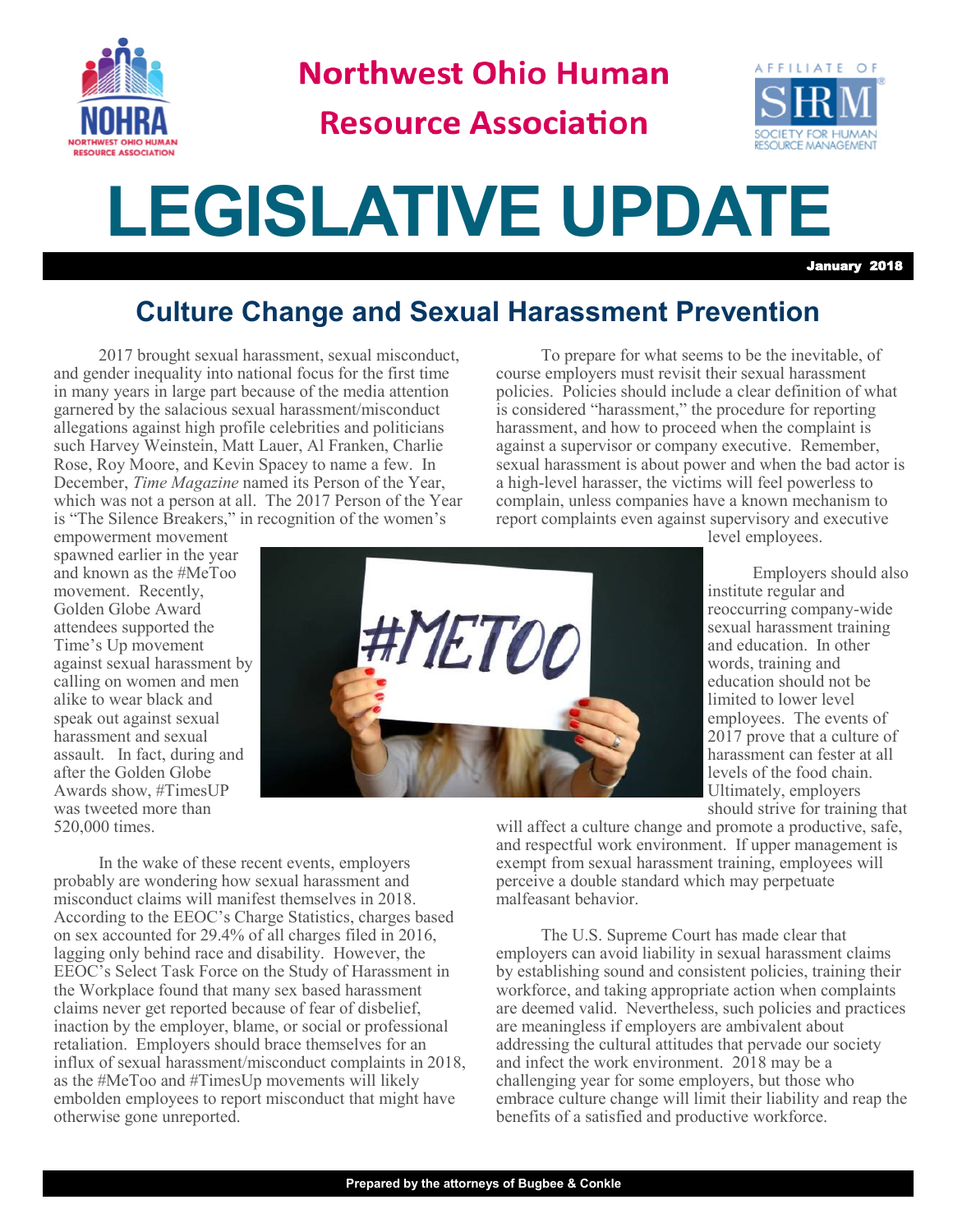# Northwest Ohio Human Resource Association

# LEGISLATIVE UPDATE

**January 2018**

## Culture Change and Sexual Harassment Prevention

2017 brought sexual harassment, sexual misconduct, and gender inequality into national focus for the first time in many years in large part because of the media attention garnered by the salacious sexual harassment/misconduct allegations against high profile celebrities and politicians such Harvey Weinstein, Matt Lauer, Al Franken, Charlie Rose, Roy Moore, and Kevin Spacey to name a few. In December, *Time Magazine* named its Person of the Year, which was not a person at all. The 2017 Person of the Year is "The Silence Breakers," in recognition of the women's empowerment movement spawned earlier in the year and known as the #MeToo movement. Recently, Golden Globe Award attendees supported the Time's Up movement against sexual harassment by calling on women and men alike to wear black and speak out against sexual harassment and sexual assault. In fact, during and after the Golden Globe Awards show, #TimesUP was tweeted more than 520,000 times.

In the wake of these recent events, employers probably are wondering how sexual harassment and misconduct claims will manifest themselves in 2018. According to the EEOC's Charge Statistics, charges based on sex accounted for 29.4% of all charges filed in 2016, lagging only behind race and disability. However, the EEOC's Select Task Force on the Study of Harassment in the Workplace found that many sex based harassment claims never get reported because of fear of disbelief, inaction by the employer, blame, or social or professional retaliation. Employers should brace themselves for an influx of sexual harassment/misconduct complaints in 2018, as the #MeToo and #TimesUp movements will likely embolden employees to report misconduct that might have otherwise gone unreported.

To prepare for what seems to be the inevitable, of course employers must revisit their sexual harassment policies. Policies should include a clear definition of what is considered "harassment," the procedure for reporting harassment, and how to proceed when the complaint is against a supervisor or company executive. Remember, sexual harassment is about power and when the bad actor is a high-level harasser, the victims will feel powerless to complain, unless companies have a known mechanism to report complaints even against supervisory and executive level employees.

Employers should also institute regular and reoccurring company-wide sexual harassment training and education. In other words, training and education should not be limited to lower level employees. The events of 2017 prove that a culture of harassment can fester at all levels of the food chain. Ultimately, employers should strive for training that will affect a culture change and promote a productive, safe, and respectful work environment. If upper management is exempt from sexual harassment training, employees will perceive a double standard which may perpetuate malfeasant behavior.

The U.S. Supreme Court has made clear that employers can avoid liability in sexual harassment claims by establishing sound and consistent policies, training their workforce, and taking appropriate action when complaints are deemed valid. Nevertheless, such policies and practices are meaningless if employers are ambivalent about addressing the cultural attitudes that pervade our society and infect the work environment. 2018 may be a challenging year for some employers, but those who embrace culture change will limit their liability and reap the benefits of a satisfied and productive workforce.

**Prepared by the attorneys of Bugbee & Conkle**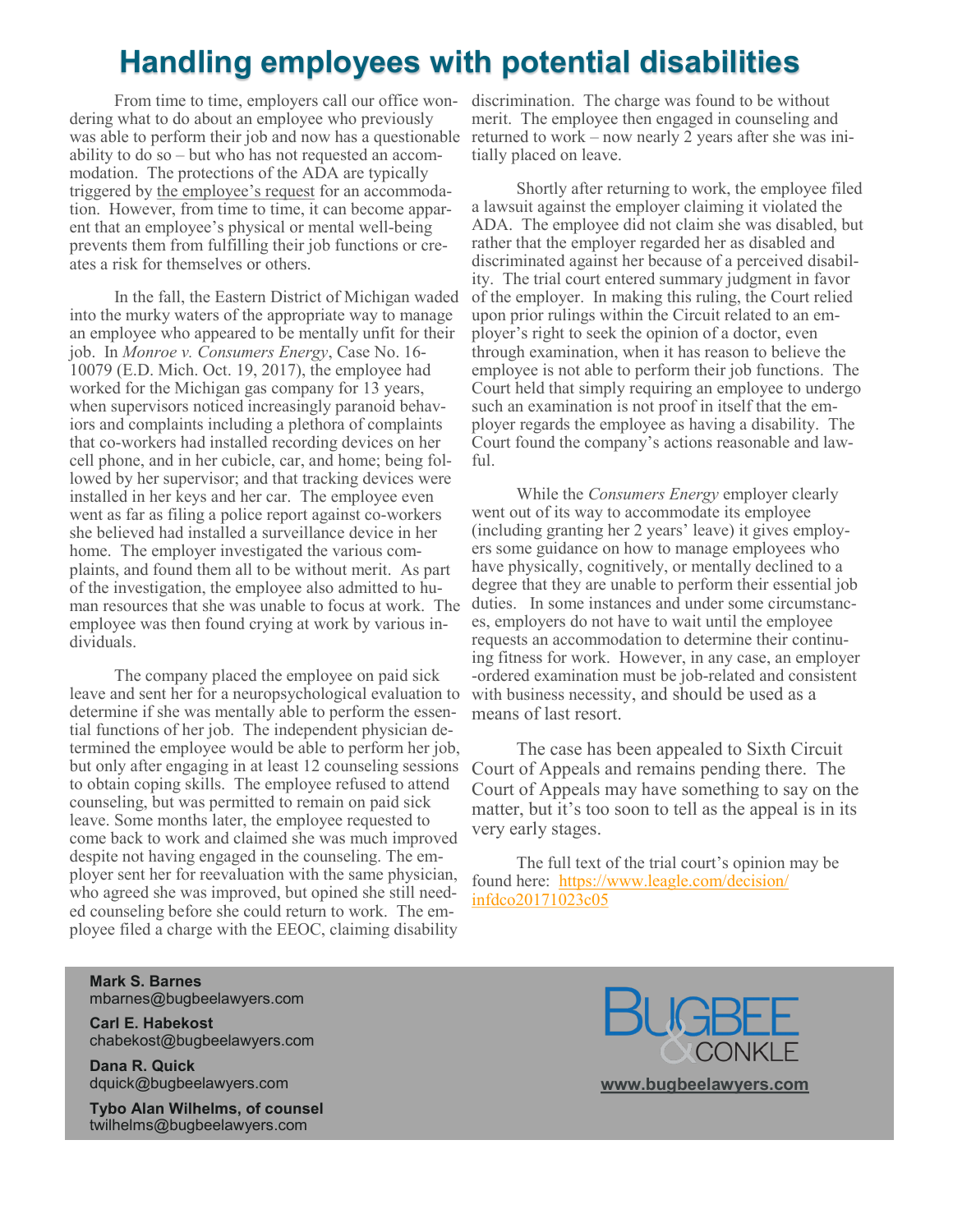# Handling employees with potential disabilities

From time to time, employers call our office wondering what to do about an employee who previously was able to perform their job and now has a questionable ability to do so – but who has not requested an accommodation. The protections of the ADA are typically triggered by the employee's request for an accommodation. However, from time to time, it can become apparent that an employee's physical or mental well-being prevents them from fulfilling their job functions or creates a risk for themselves or others.

In the fall, the Eastern District of Michigan waded into the murky waters of the appropriate way to manage an employee who appeared to be mentally unfit for their job. In *Monroe v. Consumers Energy*, Case No. 16-10079 (E.D. Mich. Oct. 19, 2017), the employee had worked for the Michigan gas company for 13 years, when supervisors noticed increasingly paranoid behaviors and complaints including a plethora of complaints that co-workers had installed recording devices on her cell phone, and in her cubicle, car, and home; being followed by her supervisor; and that tracking devices were installed in her keys and her car. The employee even went as far as filing a police report against co-workers she believed had installed a surveillance device in her home. The employer investigated the various complaints, and found them all to be without merit. As part of the investigation, the employee also admitted to human resources that she was unable to focus at work. The employee was then found crying at work by various individuals.

The company placed the employee on paid sick leave and sent her for a neuropsychological evaluation to determine if she was mentally able to perform the essential functions of her job. The independent physician determined the employee would be able to perform her job, but only after engaging in at least 12 counseling sessions to obtain coping skills. The employee refused to attend counseling, but was permitted to remain on paid sick leave. Some months later, the employee requested to come back to work and claimed she was much improved despite not having engaged in the counseling. The employer sent her for reevaluation with the same physician, who agreed she was improved, but opined she still needed counseling before she could return to work. The employee filed a charge with the EEOC, claiming disability discrimination. The charge was found to be without merit. The employee then engaged in counseling and returned to work – now nearly 2 years after she was initially placed on leave.

Shortly after returning to work, the employee filed a lawsuit against the employer claiming it violated the ADA. The employee did not claim she was disabled, but rather that the employer regarded her as disabled and discriminated against her because of a perceived disability. The trial court entered summary judgment in favor of the employer. In making this ruling, the Court relied upon prior rulings within the Circuit related to an employer's right to seek the opinion of a doctor, even through examination, when it has reason to believe the employee is not able to perform their job functions. The Court held that simply requiring an employee to undergo such an examination is not proof in itself that the employer regards the employee as having a disability. The Court found the company's actions reasonable and lawful.

While the *Consumers Energy* employer clearly went out of its way to accommodate its employee (including granting her 2 years' leave) it gives employers some guidance on how to manage employees who have physically, cognitively, or mentally declined to a degree that they are unable to perform their essential job duties. In some instances and under some circumstances, employers do not have to wait until the employee requests an accommodation to determine their continuing fitness for work. However, in any case, an employer-ordered examination must be job-related and consistent with business necessity, and should be used as a means of last resort.

The case has been appealed to Sixth Circuit Court of Appeals and remains pending there. The Court of Appeals may have something to say on the matter, but it's too soon to tell as the appeal is in its very early stages.

The full text of the trial court's opinion may be found here: https://www.leagle.com/decision/infdco20171023c05

**Mark S. Barnes**
mbarnes@bugbeelawyers.com

**Carl E. Habekost**
chabekost@bugbeelawyers.com

**Dana R. Quick**
dquick@bugbeelawyers.com

**Tybo Alan Wilhelms, of counsel**
twilhelms@bugbeelawyers.com

BUGBEE & CONKLE

**www.bugbeelawyers.com**